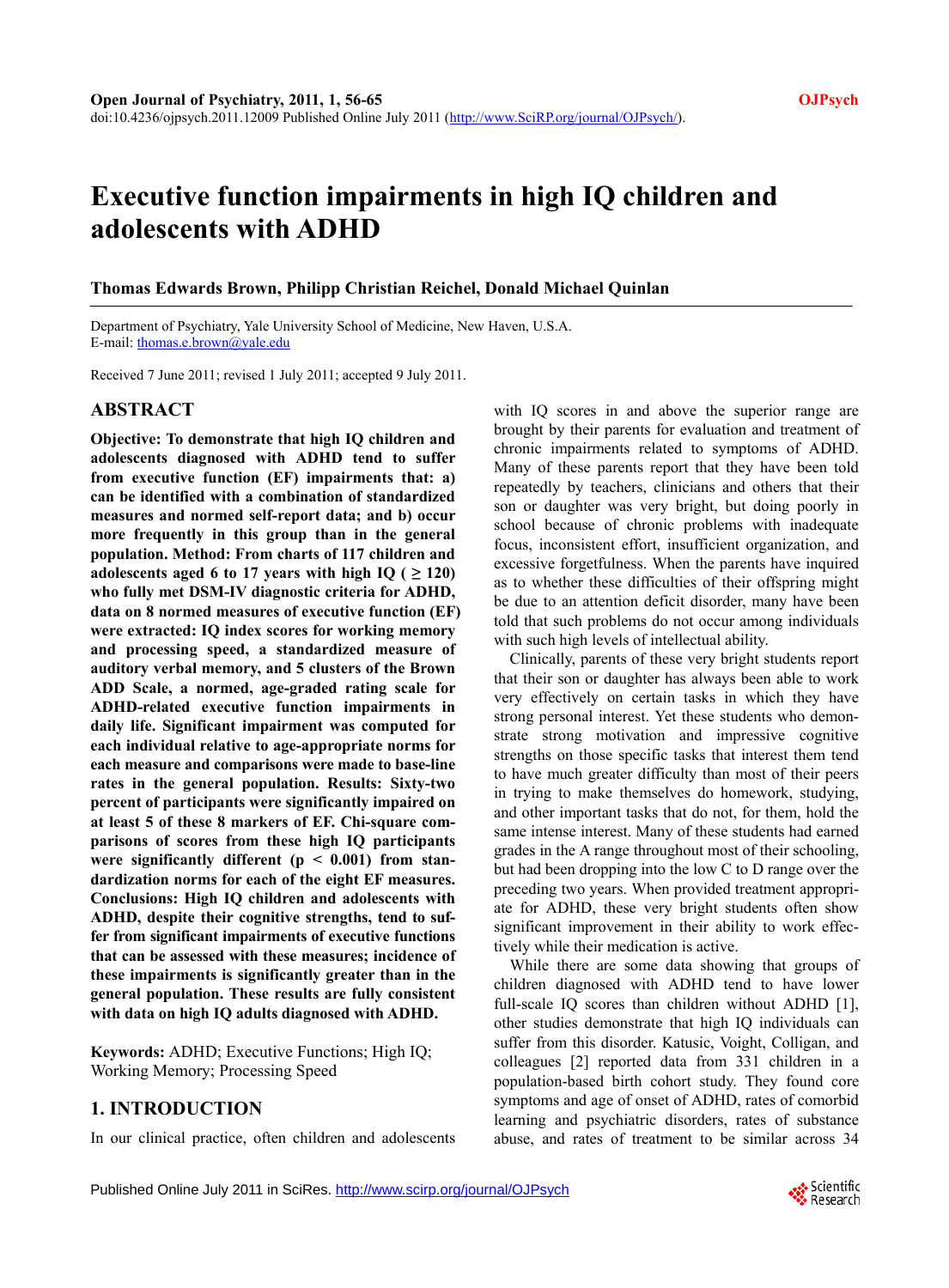# Executive function impairments in high IQ children and adolescents with ADHD

**Thomas Edwards Brown, Philipp Christian Reichel, Donald Michael Quinlan**

Department of Psychiatry, Yale University School of Medicine, New Haven, U.S.A.
E-mail: thomas.e.brown@yale.edu

Received 7 June 2011; revised 1 July 2011; accepted 9 July 2011.

## ABSTRACT

**Objective: To demonstrate that high IQ children and adolescents diagnosed with ADHD tend to suffer from executive function (EF) impairments that: a) can be identified with a combination of standardized measures and normed self-report data; and b) occur more frequently in this group than in the general population. Method: From charts of 117 children and adolescents aged 6 to 17 years with high IQ ( ≥ 120) who fully met DSM-IV diagnostic criteria for ADHD, data on 8 normed measures of executive function (EF) were extracted: IQ index scores for working memory and processing speed, a standardized measure of auditory verbal memory, and 5 clusters of the Brown ADD Scale, a normed, age-graded rating scale for ADHD-related executive function impairments in daily life. Significant impairment was computed for each individual relative to age-appropriate norms for each measure and comparisons were made to base-line rates in the general population. Results: Sixty-two percent of participants were significantly impaired on at least 5 of these 8 markers of EF. Chi-square comparisons of scores from these high IQ participants were significantly different ($p < 0.001$) from standardization norms for each of the eight EF measures. Conclusions: High IQ children and adolescents with ADHD, despite their cognitive strengths, tend to suffer from significant impairments of executive functions that can be assessed with these measures; incidence of these impairments is significantly greater than in the general population. These results are fully consistent with data on high IQ adults diagnosed with ADHD.**

**Keywords:** ADHD; Executive Functions; High IQ; Working Memory; Processing Speed

## 1. INTRODUCTION

In our clinical practice, often children and adolescents with IQ scores in and above the superior range are brought by their parents for evaluation and treatment of chronic impairments related to symptoms of ADHD. Many of these parents report that they have been told repeatedly by teachers, clinicians and others that their son or daughter was very bright, but doing poorly in school because of chronic problems with inadequate focus, inconsistent effort, insufficient organization, and excessive forgetfulness. When the parents have inquired as to whether these difficulties of their offspring might be due to an attention deficit disorder, many have been told that such problems do not occur among individuals with such high levels of intellectual ability.

Clinically, parents of these very bright students report that their son or daughter has always been able to work very effectively on certain tasks in which they have strong personal interest. Yet these students who demonstrate strong motivation and impressive cognitive strengths on those specific tasks that interest them tend to have much greater difficulty than most of their peers in trying to make themselves do homework, studying, and other important tasks that do not, for them, hold the same intense interest. Many of these students had earned grades in the A range throughout most of their schooling, but had been dropping into the low C to D range over the preceding two years. When provided treatment appropriate for ADHD, these very bright students often show significant improvement in their ability to work effectively while their medication is active.

While there are some data showing that groups of children diagnosed with ADHD tend to have lower full-scale IQ scores than children without ADHD [1], other studies demonstrate that high IQ individuals can suffer from this disorder. Katusic, Voight, Colligan, and colleagues [2] reported data from 331 children in a population-based birth cohort study. They found core symptoms and age of onset of ADHD, rates of comorbid learning and psychiatric disorders, rates of substance abuse, and rates of treatment to be similar across 34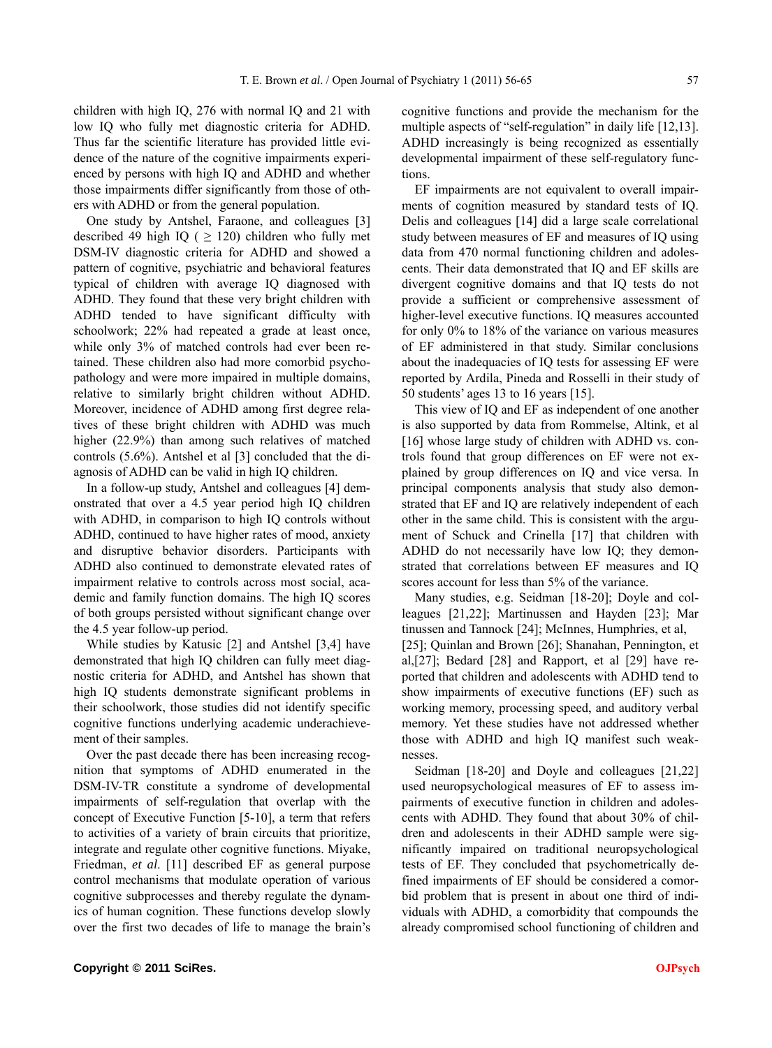children with high IQ, 276 with normal IQ and 21 with low IQ who fully met diagnostic criteria for ADHD. Thus far the scientific literature has provided little evidence of the nature of the cognitive impairments experienced by persons with high IQ and ADHD and whether those impairments differ significantly from those of others with ADHD or from the general population.

One study by Antshel, Faraone, and colleagues [3] described 49 high IQ ( ≥ 120) children who fully met DSM-IV diagnostic criteria for ADHD and showed a pattern of cognitive, psychiatric and behavioral features typical of children with average IQ diagnosed with ADHD. They found that these very bright children with ADHD tended to have significant difficulty with schoolwork; 22% had repeated a grade at least once, while only 3% of matched controls had ever been retained. These children also had more comorbid psychopathology and were more impaired in multiple domains, relative to similarly bright children without ADHD. Moreover, incidence of ADHD among first degree relatives of these bright children with ADHD was much higher (22.9%) than among such relatives of matched controls (5.6%). Antshel et al [3] concluded that the diagnosis of ADHD can be valid in high IQ children.

In a follow-up study, Antshel and colleagues [4] demonstrated that over a 4.5 year period high IQ children with ADHD, in comparison to high IQ controls without ADHD, continued to have higher rates of mood, anxiety and disruptive behavior disorders. Participants with ADHD also continued to demonstrate elevated rates of impairment relative to controls across most social, academic and family function domains. The high IQ scores of both groups persisted without significant change over the 4.5 year follow-up period.

While studies by Katusic [2] and Antshel [3,4] have demonstrated that high IQ children can fully meet diagnostic criteria for ADHD, and Antshel has shown that high IQ students demonstrate significant problems in their schoolwork, those studies did not identify specific cognitive functions underlying academic underachievement of their samples.

Over the past decade there has been increasing recognition that symptoms of ADHD enumerated in the DSM-IV-TR constitute a syndrome of developmental impairments of self-regulation that overlap with the concept of Executive Function [5-10], a term that refers to activities of a variety of brain circuits that prioritize, integrate and regulate other cognitive functions. Miyake, Friedman, *et al*. [11] described EF as general purpose control mechanisms that modulate operation of various cognitive subprocesses and thereby regulate the dynamics of human cognition. These functions develop slowly over the first two decades of life to manage the brain's cognitive functions and provide the mechanism for the multiple aspects of "self-regulation" in daily life [12,13]. ADHD increasingly is being recognized as essentially developmental impairment of these self-regulatory functions.

EF impairments are not equivalent to overall impairments of cognition measured by standard tests of IQ. Delis and colleagues [14] did a large scale correlational study between measures of EF and measures of IQ using data from 470 normal functioning children and adolescents. Their data demonstrated that IQ and EF skills are divergent cognitive domains and that IQ tests do not provide a sufficient or comprehensive assessment of higher-level executive functions. IQ measures accounted for only 0% to 18% of the variance on various measures of EF administered in that study. Similar conclusions about the inadequacies of IQ tests for assessing EF were reported by Ardila, Pineda and Rosselli in their study of 50 students' ages 13 to 16 years [15].

This view of IQ and EF as independent of one another is also supported by data from Rommelse, Altink, et al [16] whose large study of children with ADHD vs. controls found that group differences on EF were not explained by group differences on IQ and vice versa. In principal components analysis that study also demonstrated that EF and IQ are relatively independent of each other in the same child. This is consistent with the argument of Schuck and Crinella [17] that children with ADHD do not necessarily have low IQ; they demonstrated that correlations between EF measures and IQ scores account for less than 5% of the variance.

Many studies, e.g. Seidman [18-20]; Doyle and colleagues [21,22]; Martinussen and Hayden [23]; Martinussen and Tannock [24]; McInnes, Humphries, et al, [25]; Quinlan and Brown [26]; Shanahan, Pennington, et al,[27]; Bedard [28] and Rapport, et al [29] have reported that children and adolescents with ADHD tend to show impairments of executive functions (EF) such as working memory, processing speed, and auditory verbal memory. Yet these studies have not addressed whether those with ADHD and high IQ manifest such weaknesses.

Seidman [18-20] and Doyle and colleagues [21,22] used neuropsychological measures of EF to assess impairments of executive function in children and adolescents with ADHD. They found that about 30% of children and adolescents in their ADHD sample were significantly impaired on traditional neuropsychological tests of EF. They concluded that psychometrically defined impairments of EF should be considered a comorbid problem that is present in about one third of individuals with ADHD, a comorbidity that compounds the already compromised school functioning of children and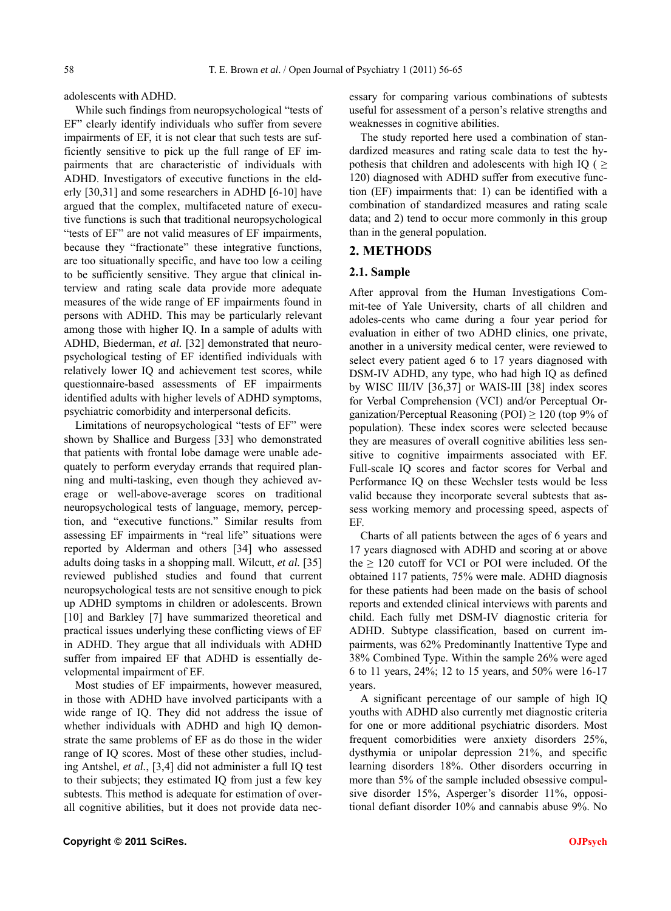adolescents with ADHD.

While such findings from neuropsychological "tests of EF" clearly identify individuals who suffer from severe impairments of EF, it is not clear that such tests are sufficiently sensitive to pick up the full range of EF impairments that are characteristic of individuals with ADHD. Investigators of executive functions in the elderly [30,31] and some researchers in ADHD [6-10] have argued that the complex, multifaceted nature of executive functions is such that traditional neuropsychological "tests of EF" are not valid measures of EF impairments, because they "fractionate" these integrative functions, are too situationally specific, and have too low a ceiling to be sufficiently sensitive. They argue that clinical interview and rating scale data provide more adequate measures of the wide range of EF impairments found in persons with ADHD. This may be particularly relevant among those with higher IQ. In a sample of adults with ADHD, Biederman, *et al.* [32] demonstrated that neuropsychological testing of EF identified individuals with relatively lower IQ and achievement test scores, while questionnaire-based assessments of EF impairments identified adults with higher levels of ADHD symptoms, psychiatric comorbidity and interpersonal deficits.

Limitations of neuropsychological "tests of EF" were shown by Shallice and Burgess [33] who demonstrated that patients with frontal lobe damage were unable adequately to perform everyday errands that required planning and multi-tasking, even though they achieved average or well-above-average scores on traditional neuropsychological tests of language, memory, perception, and "executive functions." Similar results from assessing EF impairments in "real life" situations were reported by Alderman and others [34] who assessed adults doing tasks in a shopping mall. Wilcutt, *et al.* [35] reviewed published studies and found that current neuropsychological tests are not sensitive enough to pick up ADHD symptoms in children or adolescents. Brown [10] and Barkley [7] have summarized theoretical and practical issues underlying these conflicting views of EF in ADHD. They argue that all individuals with ADHD suffer from impaired EF that ADHD is essentially developmental impairment of EF.

Most studies of EF impairments, however measured, in those with ADHD have involved participants with a wide range of IQ. They did not address the issue of whether individuals with ADHD and high IQ demonstrate the same problems of EF as do those in the wider range of IQ scores. Most of these other studies, including Antshel, *et al.*, [3,4] did not administer a full IQ test to their subjects; they estimated IQ from just a few key subtests. This method is adequate for estimation of overall cognitive abilities, but it does not provide data necessary for comparing various combinations of subtests useful for assessment of a person's relative strengths and weaknesses in cognitive abilities.

The study reported here used a combination of standardized measures and rating scale data to test the hypothesis that children and adolescents with high IQ ( ≥ 120) diagnosed with ADHD suffer from executive function (EF) impairments that: 1) can be identified with a combination of standardized measures and rating scale data; and 2) tend to occur more commonly in this group than in the general population.

## 2. METHODS

### 2.1. Sample

After approval from the Human Investigations Commit-tee of Yale University, charts of all children and adoles-cents who came during a four year period for evaluation in either of two ADHD clinics, one private, another in a university medical center, were reviewed to select every patient aged 6 to 17 years diagnosed with DSM-IV ADHD, any type, who had high IQ as defined by WISC III/IV [36,37] or WAIS-III [38] index scores for Verbal Comprehension (VCI) and/or Perceptual Organization/Perceptual Reasoning (POI) ≥ 120 (top 9% of population). These index scores were selected because they are measures of overall cognitive abilities less sensitive to cognitive impairments associated with EF. Full-scale IQ scores and factor scores for Verbal and Performance IQ on these Wechsler tests would be less valid because they incorporate several subtests that assess working memory and processing speed, aspects of EF.

Charts of all patients between the ages of 6 years and 17 years diagnosed with ADHD and scoring at or above the ≥ 120 cutoff for VCI or POI were included. Of the obtained 117 patients, 75% were male. ADHD diagnosis for these patients had been made on the basis of school reports and extended clinical interviews with parents and child. Each fully met DSM-IV diagnostic criteria for ADHD. Subtype classification, based on current impairments, was 62% Predominantly Inattentive Type and 38% Combined Type. Within the sample 26% were aged 6 to 11 years, 24%; 12 to 15 years, and 50% were 16-17 years.

A significant percentage of our sample of high IQ youths with ADHD also currently met diagnostic criteria for one or more additional psychiatric disorders. Most frequent comorbidities were anxiety disorders 25%, dysthymia or unipolar depression 21%, and specific learning disorders 18%. Other disorders occurring in more than 5% of the sample included obsessive compulsive disorder 15%, Asperger's disorder 11%, oppositional defiant disorder 10% and cannabis abuse 9%. No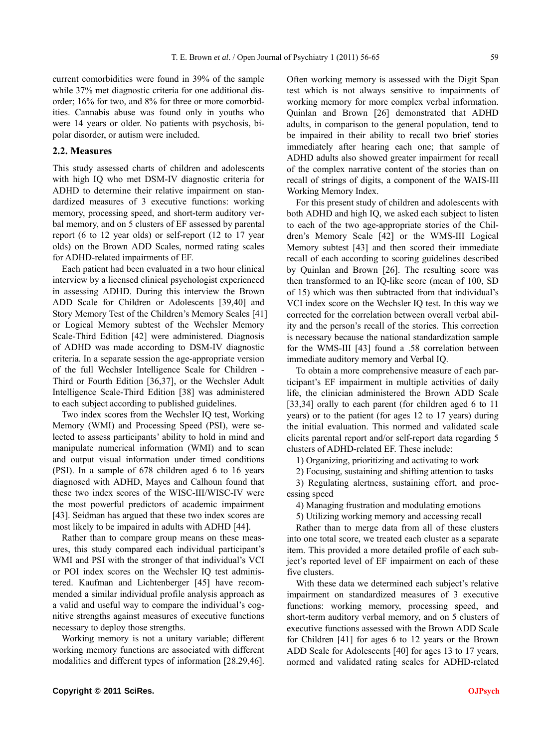current comorbidities were found in 39% of the sample while 37% met diagnostic criteria for one additional disorder; 16% for two, and 8% for three or more comorbidities. Cannabis abuse was found only in youths who were 14 years or older. No patients with psychosis, bipolar disorder, or autism were included.

### 2.2. Measures

This study assessed charts of children and adolescents with high IQ who met DSM-IV diagnostic criteria for ADHD to determine their relative impairment on standardized measures of 3 executive functions: working memory, processing speed, and short-term auditory verbal memory, and on 5 clusters of EF assessed by parental report (6 to 12 year olds) or self-report (12 to 17 year olds) on the Brown ADD Scales, normed rating scales for ADHD-related impairments of EF.

Each patient had been evaluated in a two hour clinical interview by a licensed clinical psychologist experienced in assessing ADHD. During this interview the Brown ADD Scale for Children or Adolescents [39,40] and Story Memory Test of the Children's Memory Scales [41] or Logical Memory subtest of the Wechsler Memory Scale-Third Edition [42] were administered. Diagnosis of ADHD was made according to DSM-IV diagnostic criteria. In a separate session the age-appropriate version of the full Wechsler Intelligence Scale for Children - Third or Fourth Edition [36,37], or the Wechsler Adult Intelligence Scale-Third Edition [38] was administered to each subject according to published guidelines.

Two index scores from the Wechsler IQ test, Working Memory (WMI) and Processing Speed (PSI), were selected to assess participants' ability to hold in mind and manipulate numerical information (WMI) and to scan and output visual information under timed conditions (PSI). In a sample of 678 children aged 6 to 16 years diagnosed with ADHD, Mayes and Calhoun found that these two index scores of the WISC-III/WISC-IV were the most powerful predictors of academic impairment [43]. Seidman has argued that these two index scores are most likely to be impaired in adults with ADHD [44].

Rather than to compare group means on these measures, this study compared each individual participant's WMI and PSI with the stronger of that individual's VCI or POI index scores on the Wechsler IQ test administered. Kaufman and Lichtenberger [45] have recommended a similar individual profile analysis approach as a valid and useful way to compare the individual's cognitive strengths against measures of executive functions necessary to deploy those strengths.

Working memory is not a unitary variable; different working memory functions are associated with different modalities and different types of information [28.29,46]. Often working memory is assessed with the Digit Span test which is not always sensitive to impairments of working memory for more complex verbal information. Quinlan and Brown [26] demonstrated that ADHD adults, in comparison to the general population, tend to be impaired in their ability to recall two brief stories immediately after hearing each one; that sample of ADHD adults also showed greater impairment for recall of the complex narrative content of the stories than on recall of strings of digits, a component of the WAIS-III Working Memory Index.

For this present study of children and adolescents with both ADHD and high IQ, we asked each subject to listen to each of the two age-appropriate stories of the Children's Memory Scale [42] or the WMS-III Logical Memory subtest [43] and then scored their immediate recall of each according to scoring guidelines described by Quinlan and Brown [26]. The resulting score was then transformed to an IQ-like score (mean of 100, SD of 15) which was then subtracted from that individual's VCI index score on the Wechsler IQ test. In this way we corrected for the correlation between overall verbal ability and the person's recall of the stories. This correction is necessary because the national standardization sample for the WMS-III [43] found a .58 correlation between immediate auditory memory and Verbal IQ.

To obtain a more comprehensive measure of each participant's EF impairment in multiple activities of daily life, the clinician administered the Brown ADD Scale [33,34] orally to each parent (for children aged 6 to 11 years) or to the patient (for ages 12 to 17 years) during the initial evaluation. This normed and validated scale elicits parental report and/or self-report data regarding 5 clusters of ADHD-related EF. These include:

1) Organizing, prioritizing and activating to work
2) Focusing, sustaining and shifting attention to tasks
3) Regulating alertness, sustaining effort, and processing speed
4) Managing frustration and modulating emotions
5) Utilizing working memory and accessing recall

Rather than to merge data from all of these clusters into one total score, we treated each cluster as a separate item. This provided a more detailed profile of each subject's reported level of EF impairment on each of these five clusters.

With these data we determined each subject's relative impairment on standardized measures of 3 executive functions: working memory, processing speed, and short-term auditory verbal memory, and on 5 clusters of executive functions assessed with the Brown ADD Scale for Children [41] for ages 6 to 12 years or the Brown ADD Scale for Adolescents [40] for ages 13 to 17 years, normed and validated rating scales for ADHD-related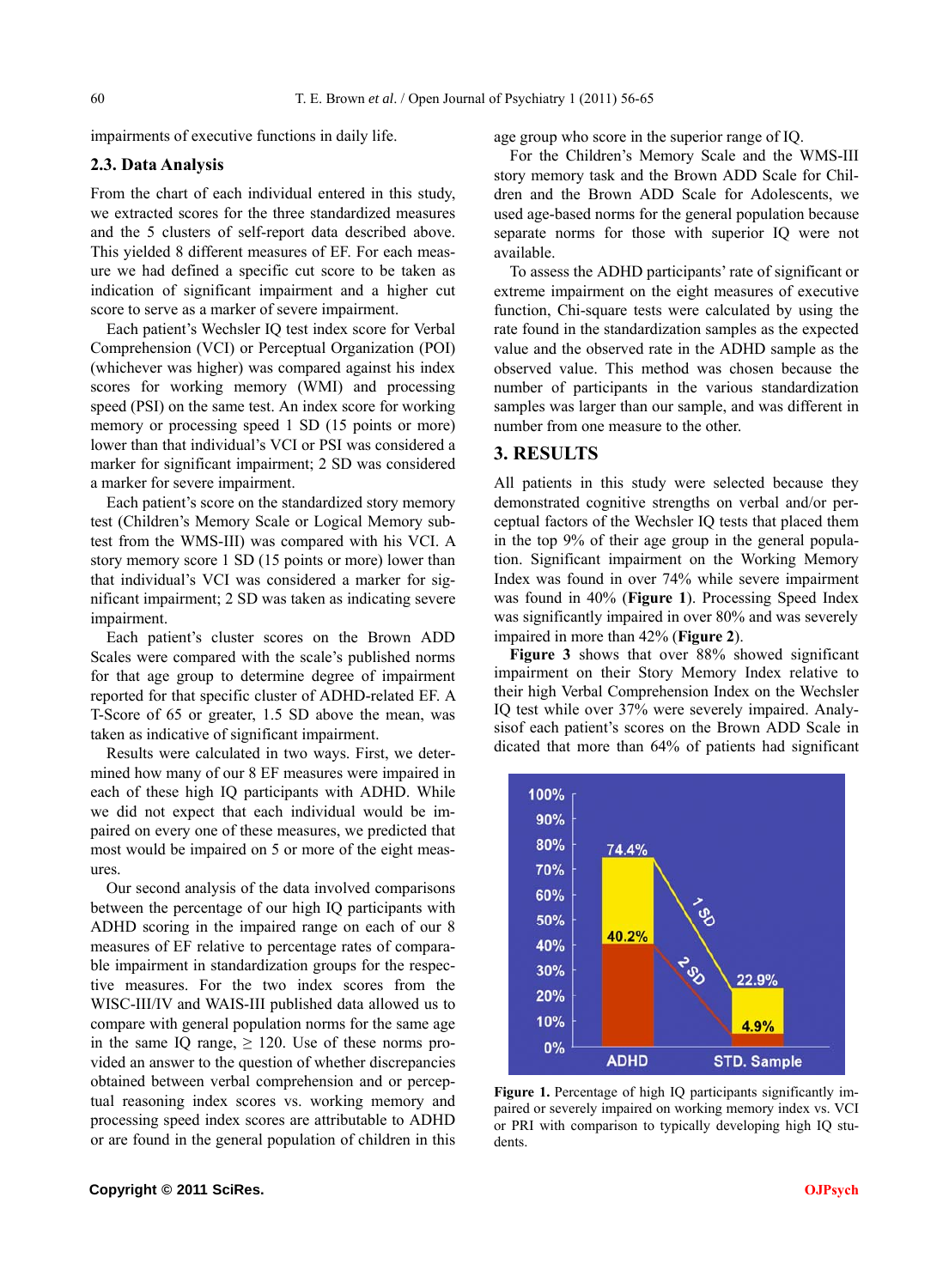impairments of executive functions in daily life.

### 2.3. Data Analysis

From the chart of each individual entered in this study, we extracted scores for the three standardized measures and the 5 clusters of self-report data described above. This yielded 8 different measures of EF. For each measure we had defined a specific cut score to be taken as indication of significant impairment and a higher cut score to serve as a marker of severe impairment.

Each patient's Wechsler IQ test index score for Verbal Comprehension (VCI) or Perceptual Organization (POI) (whichever was higher) was compared against his index scores for working memory (WMI) and processing speed (PSI) on the same test. An index score for working memory or processing speed 1 SD (15 points or more) lower than that individual's VCI or PSI was considered a marker for significant impairment; 2 SD was considered a marker for severe impairment.

Each patient's score on the standardized story memory test (Children's Memory Scale or Logical Memory subtest from the WMS-III) was compared with his VCI. A story memory score 1 SD (15 points or more) lower than that individual's VCI was considered a marker for significant impairment; 2 SD was taken as indicating severe impairment.

Each patient's cluster scores on the Brown ADD Scales were compared with the scale's published norms for that age group to determine degree of impairment reported for that specific cluster of ADHD-related EF. A T-Score of 65 or greater, 1.5 SD above the mean, was taken as indicative of significant impairment.

Results were calculated in two ways. First, we determined how many of our 8 EF measures were impaired in each of these high IQ participants with ADHD. While we did not expect that each individual would be impaired on every one of these measures, we predicted that most would be impaired on 5 or more of the eight measures.

Our second analysis of the data involved comparisons between the percentage of our high IQ participants with ADHD scoring in the impaired range on each of our 8 measures of EF relative to percentage rates of comparable impairment in standardization groups for the respective measures. For the two index scores from the WISC-III/IV and WAIS-III published data allowed us to compare with general population norms for the same age in the same IQ range, ≥ 120. Use of these norms provided an answer to the question of whether discrepancies obtained between verbal comprehension and or perceptual reasoning index scores vs. working memory and processing speed index scores are attributable to ADHD or are found in the general population of children in this age group who score in the superior range of IQ.

For the Children's Memory Scale and the WMS-III story memory task and the Brown ADD Scale for Children and the Brown ADD Scale for Adolescents, we used age-based norms for the general population because separate norms for those with superior IQ were not available.

To assess the ADHD participants' rate of significant or extreme impairment on the eight measures of executive function, Chi-square tests were calculated by using the rate found in the standardization samples as the expected value and the observed rate in the ADHD sample as the observed value. This method was chosen because the number of participants in the various standardization samples was larger than our sample, and was different in number from one measure to the other.

## 3. RESULTS

All patients in this study were selected because they demonstrated cognitive strengths on verbal and/or perceptual factors of the Wechsler IQ tests that placed them in the top 9% of their age group in the general population. Significant impairment on the Working Memory Index was found in over 74% while severe impairment was found in 40% (**Figure 1**). Processing Speed Index was significantly impaired in over 80% and was severely impaired in more than 42% (**Figure 2**).

**Figure 3** shows that over 88% showed significant impairment on their Story Memory Index relative to their high Verbal Comprehension Index on the Wechsler IQ test while over 37% were severely impaired. Analysisof each patient's scores on the Brown ADD Scale in dicated that more than 64% of patients had significant

**Figure 1.** Percentage of high IQ participants significantly impaired or severely impaired on working memory index vs. VCI or PRI with comparison to typically developing high IQ students.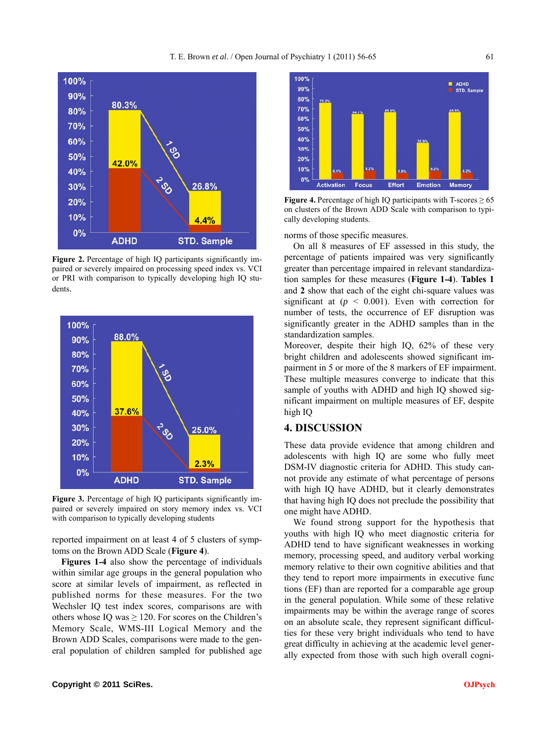Figure 2. Percentage of high IQ participants significantly impaired or severely impaired on processing speed index vs. VCI or PRI with comparison to typically developing high IQ students.

Figure 3. Percentage of high IQ participants significantly impaired or severely impaired on story memory index vs. VCI with comparison to typically developing students

reported impairment on at least 4 of 5 clusters of symptoms on the Brown ADD Scale (**Figure 4**).

**Figures 1-4** also show the percentage of individuals within similar age groups in the general population who score at similar levels of impairment, as reflected in published norms for these measures. For the two Wechsler IQ test index scores, comparisons are with others whose IQ was ≥ 120. For scores on the Children's Memory Scale, WMS-III Logical Memory and the Brown ADD Scales, comparisons were made to the general population of children sampled for published age

Figure 4. Percentage of high IQ participants with T-scores ≥ 65 on clusters of the Brown ADD Scale with comparison to typically developing students.

norms of those specific measures.

On all 8 measures of EF assessed in this study, the percentage of patients impaired was very significantly greater than percentage impaired in relevant standardization samples for these measures (**Figure 1-4**). **Tables 1** and **2** show that each of the eight chi-square values was significant at ($p$ < 0.001). Even with correction for number of tests, the occurrence of EF disruption was significantly greater in the ADHD samples than in the standardization samples.

Moreover, despite their high IQ, 62% of these very bright children and adolescents showed significant impairment in 5 or more of the 8 markers of EF impairment. These multiple measures converge to indicate that this sample of youths with ADHD and high IQ showed significant impairment on multiple measures of EF, despite high IQ

## 4. DISCUSSION

These data provide evidence that among children and adolescents with high IQ are some who fully meet DSM-IV diagnostic criteria for ADHD. This study cannot provide any estimate of what percentage of persons with high IQ have ADHD, but it clearly demonstrates that having high IQ does not preclude the possibility that one might have ADHD.

We found strong support for the hypothesis that youths with high IQ who meet diagnostic criteria for ADHD tend to have significant weaknesses in working memory, processing speed, and auditory verbal working memory relative to their own cognitive abilities and that they tend to report more impairments in executive functions (EF) than are reported for a comparable age group in the general population. While some of these relative impairments may be within the average range of scores on an absolute scale, they represent significant difficulties for these very bright individuals who tend to have great difficulty in achieving at the academic level generally expected from those with such high overall cogni-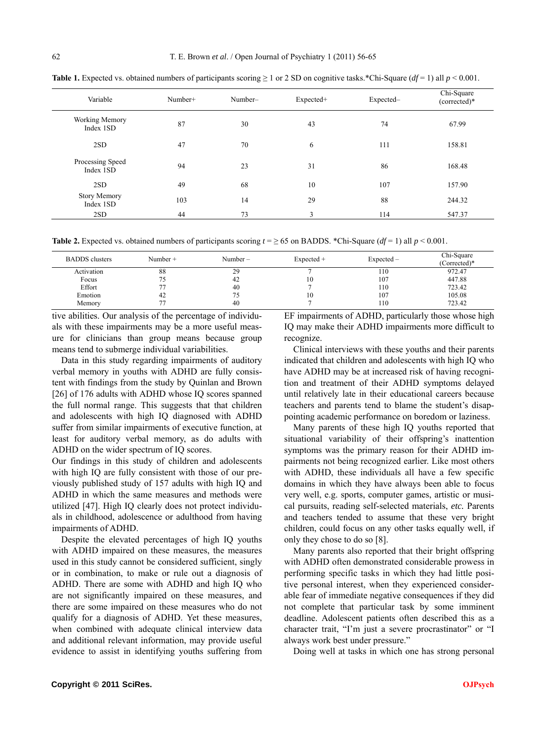**Table 1.** Expected vs. obtained numbers of participants scoring ≥ 1 or 2 SD on cognitive tasks.*Chi-Square ($df = 1$) all $p < 0.001$.

| Variable | Number+ | Number– | Expected+ | Expected– | Chi-Square (corrected)* |
|---|---|---|---|---|---|
| Working Memory Index 1SD | 87 | 30 | 43 | 74 | 67.99 |
| 2SD | 47 | 70 | 6 | 111 | 158.81 |
| Processing Speed Index 1SD | 94 | 23 | 31 | 86 | 168.48 |
| 2SD | 49 | 68 | 10 | 107 | 157.90 |
| Story Memory Index 1SD | 103 | 14 | 29 | 88 | 244.32 |
| 2SD | 44 | 73 | 3 | 114 | 547.37 |

**Table 2.** Expected vs. obtained numbers of participants scoring $t = \geq 65$ on BADDS. *Chi-Square ($df = 1$) all $p < 0.001$.

| BADDS clusters | Number + | Number – | Expected + | Expected – | Chi-Square (Corrected)* |
|---|---|---|---|---|---|
| Activation | 88 | 29 | 7 | 110 | 972.47 |
| Focus | 75 | 42 | 10 | 107 | 447.88 |
| Effort | 77 | 40 | 7 | 110 | 723.42 |
| Emotion | 42 | 75 | 10 | 107 | 105.08 |
| Memory | 77 | 40 | 7 | 110 | 723.42 |

tive abilities. Our analysis of the percentage of individuals with these impairments may be a more useful measure for clinicians than group means because group means tend to submerge individual variabilities.

Data in this study regarding impairments of auditory verbal memory in youths with ADHD are fully consistent with findings from the study by Quinlan and Brown [26] of 176 adults with ADHD whose IQ scores spanned the full normal range. This suggests that children and adolescents with high IQ diagnosed with ADHD suffer from similar impairments of executive function, at least for auditory verbal memory, as do adults with ADHD on the wider spectrum of IQ scores.

Our findings in this study of children and adolescents with high IQ are fully consistent with those of our previously published study of 157 adults with high IQ and ADHD in which the same measures and methods were utilized [47]. High IQ clearly does not protect individuals in childhood, adolescence or adulthood from having impairments of ADHD.

Despite the elevated percentages of high IQ youths with ADHD impaired on these measures, the measures used in this study cannot be considered sufficient, singly or in combination, to make or rule out a diagnosis of ADHD. There are some with ADHD and high IQ who are not significantly impaired on these measures, and there are some impaired on these measures who do not qualify for a diagnosis of ADHD. Yet these measures, when combined with adequate clinical interview data and additional relevant information, may provide useful evidence to assist in identifying youths suffering from EF impairments of ADHD, particularly those whose high IQ may make their ADHD impairments more difficult to recognize.

Clinical interviews with these youths and their parents indicated that children and adolescents with high IQ who have ADHD may be at increased risk of having recognition and treatment of their ADHD symptoms delayed until relatively late in their educational careers because teachers and parents tend to blame the student's disappointing academic performance on boredom or laziness.

Many parents of these high IQ youths reported that situational variability of their offspring's inattention symptoms was the primary reason for their ADHD impairments not being recognized earlier. Like most others with ADHD, these individuals all have a few specific domains in which they have always been able to focus very well, e.g. sports, computer games, artistic or musical pursuits, reading self-selected materials, *etc.* Parents and teachers tended to assume that these very bright children, could focus on any other tasks equally well, if only they chose to do so [8].

Many parents also reported that their bright offspring with ADHD often demonstrated considerable prowess in performing specific tasks in which they had little positive personal interest, when they experienced considerable fear of immediate negative consequences if they did not complete that particular task by some imminent deadline. Adolescent patients often described this as a character trait, "I'm just a severe procrastinator" or "I always work best under pressure."

Doing well at tasks in which one has strong personal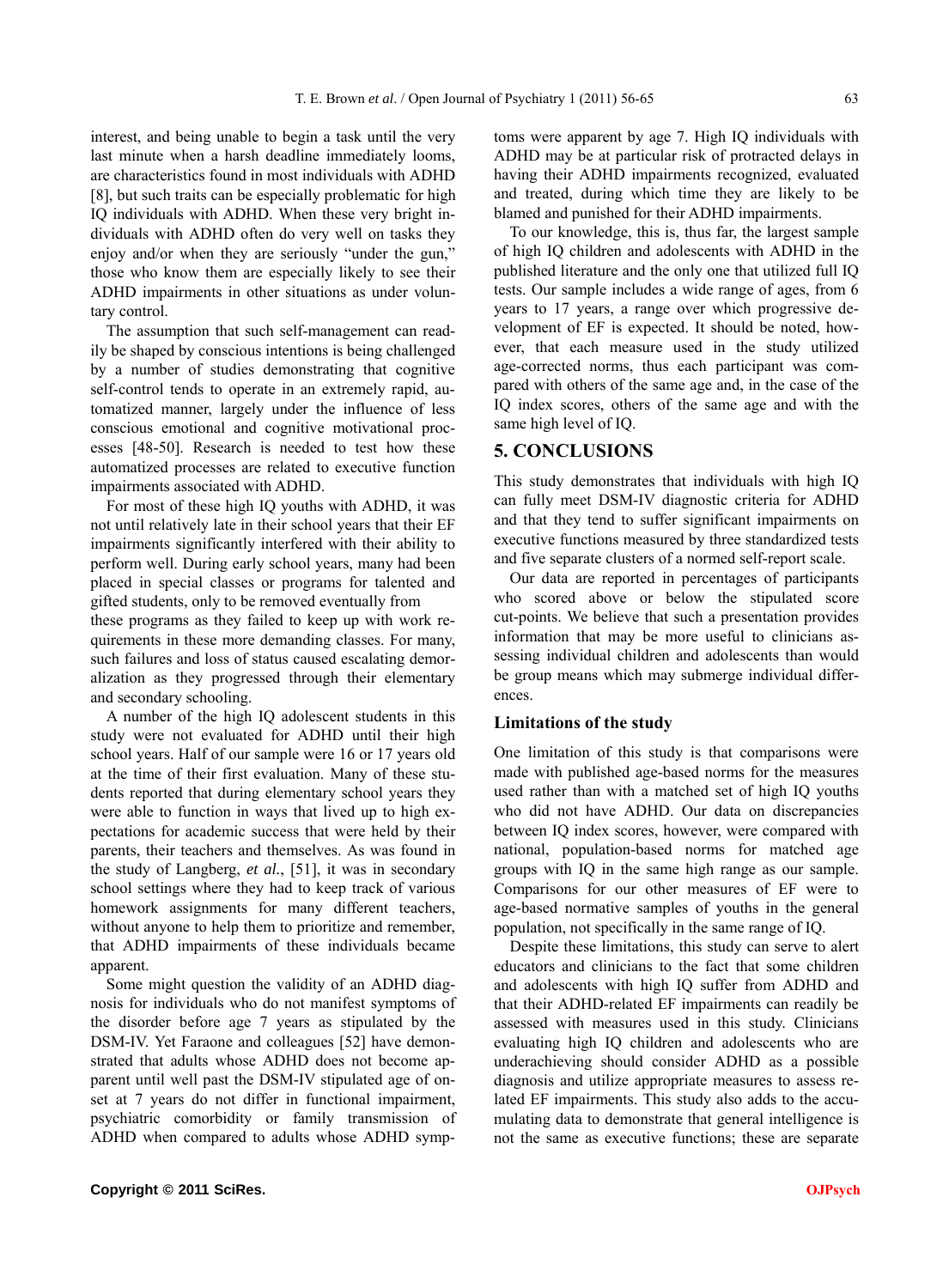interest, and being unable to begin a task until the very last minute when a harsh deadline immediately looms, are characteristics found in most individuals with ADHD [8], but such traits can be especially problematic for high IQ individuals with ADHD. When these very bright individuals with ADHD often do very well on tasks they enjoy and/or when they are seriously "under the gun," those who know them are especially likely to see their ADHD impairments in other situations as under voluntary control.

The assumption that such self-management can readily be shaped by conscious intentions is being challenged by a number of studies demonstrating that cognitive self-control tends to operate in an extremely rapid, automatized manner, largely under the influence of less conscious emotional and cognitive motivational processes [48-50]. Research is needed to test how these automatized processes are related to executive function impairments associated with ADHD.

For most of these high IQ youths with ADHD, it was not until relatively late in their school years that their EF impairments significantly interfered with their ability to perform well. During early school years, many had been placed in special classes or programs for talented and gifted students, only to be removed eventually from these programs as they failed to keep up with work requirements in these more demanding classes. For many, such failures and loss of status caused escalating demoralization as they progressed through their elementary and secondary schooling.

A number of the high IQ adolescent students in this study were not evaluated for ADHD until their high school years. Half of our sample were 16 or 17 years old at the time of their first evaluation. Many of these students reported that during elementary school years they were able to function in ways that lived up to high expectations for academic success that were held by their parents, their teachers and themselves. As was found in the study of Langberg, *et al.*, [51], it was in secondary school settings where they had to keep track of various homework assignments for many different teachers, without anyone to help them to prioritize and remember, that ADHD impairments of these individuals became apparent.

Some might question the validity of an ADHD diagnosis for individuals who do not manifest symptoms of the disorder before age 7 years as stipulated by the DSM-IV. Yet Faraone and colleagues [52] have demonstrated that adults whose ADHD does not become apparent until well past the DSM-IV stipulated age of onset at 7 years do not differ in functional impairment, psychiatric comorbidity or family transmission of ADHD when compared to adults whose ADHD symptoms were apparent by age 7. High IQ individuals with ADHD may be at particular risk of protracted delays in having their ADHD impairments recognized, evaluated and treated, during which time they are likely to be blamed and punished for their ADHD impairments.

To our knowledge, this is, thus far, the largest sample of high IQ children and adolescents with ADHD in the published literature and the only one that utilized full IQ tests. Our sample includes a wide range of ages, from 6 years to 17 years, a range over which progressive development of EF is expected. It should be noted, however, that each measure used in the study utilized age-corrected norms, thus each participant was compared with others of the same age and, in the case of the IQ index scores, others of the same age and with the same high level of IQ.

## 5. CONCLUSIONS

This study demonstrates that individuals with high IQ can fully meet DSM-IV diagnostic criteria for ADHD and that they tend to suffer significant impairments on executive functions measured by three standardized tests and five separate clusters of a normed self-report scale.

Our data are reported in percentages of participants who scored above or below the stipulated score cut-points. We believe that such a presentation provides information that may be more useful to clinicians assessing individual children and adolescents than would be group means which may submerge individual differences.

### Limitations of the study

One limitation of this study is that comparisons were made with published age-based norms for the measures used rather than with a matched set of high IQ youths who did not have ADHD. Our data on discrepancies between IQ index scores, however, were compared with national, population-based norms for matched age groups with IQ in the same high range as our sample. Comparisons for our other measures of EF were to age-based normative samples of youths in the general population, not specifically in the same range of IQ.

Despite these limitations, this study can serve to alert educators and clinicians to the fact that some children and adolescents with high IQ suffer from ADHD and that their ADHD-related EF impairments can readily be assessed with measures used in this study. Clinicians evaluating high IQ children and adolescents who are underachieving should consider ADHD as a possible diagnosis and utilize appropriate measures to assess related EF impairments. This study also adds to the accumulating data to demonstrate that general intelligence is not the same as executive functions; these are separate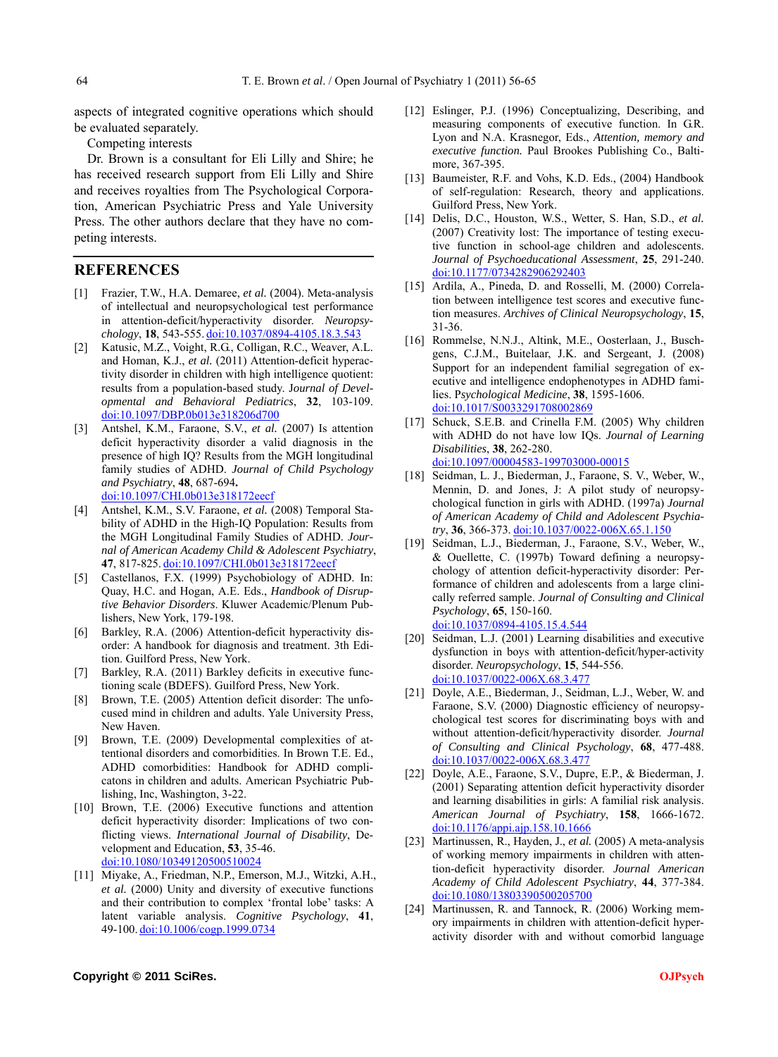aspects of integrated cognitive operations which should be evaluated separately.

Competing interests

Dr. Brown is a consultant for Eli Lilly and Shire; he has received research support from Eli Lilly and Shire and receives royalties from The Psychological Corporation, American Psychiatric Press and Yale University Press. The other authors declare that they have no competing interests.

## REFERENCES

[1] Frazier, T.W., H.A. Demaree, *et al.* (2004). Meta-analysis of intellectual and neuropsychological test performance in attention-deficit/hyperactivity disorder. *Neuropsychology*, **18**, 543-555. doi:10.1037/0894-4105.18.3.543

[2] Katusic, M.Z., Voight, R.G., Colligan, R.C., Weaver, A.L. and Homan, K.J., *et al.* (2011) Attention-deficit hyperactivity disorder in children with high intelligence quotient: results from a population-based study. *Journal of Developmental and Behavioral Pediatrics*, **32**, 103-109. doi:10.1097/DBP.0b013e318206d700

[3] Antshel, K.M., Faraone, S.V., *et al.* (2007) Is attention deficit hyperactivity disorder a valid diagnosis in the presence of high IQ? Results from the MGH longitudinal family studies of ADHD. *Journal of Child Psychology and Psychiatry*, **48**, 687-694. doi:10.1097/CHI.0b013e318172eecf

[4] Antshel, K.M., S.V. Faraone, *et al.* (2008) Temporal Stability of ADHD in the High-IQ Population: Results from the MGH Longitudinal Family Studies of ADHD. *Journal of American Academy Child & Adolescent Psychiatry*, **47**, 817-825. doi:10.1097/CHI.0b013e318172eecf

[5] Castellanos, F.X. (1999) Psychobiology of ADHD. In: Quay, H.C. and Hogan, A.E. Eds., *Handbook of Disruptive Behavior Disorders*. Kluwer Academic/Plenum Publishers, New York, 179-198.

[6] Barkley, R.A. (2006) Attention-deficit hyperactivity disorder: A handbook for diagnosis and treatment. 3th Edition. Guilford Press, New York.

[7] Barkley, R.A. (2011) Barkley deficits in executive functioning scale (BDEFS). Guilford Press, New York.

[8] Brown, T.E. (2005) Attention deficit disorder: The unfocused mind in children and adults. Yale University Press, New Haven.

[9] Brown, T.E. (2009) Developmental complexities of attentional disorders and comorbidities. In Brown T.E. Ed., ADHD comorbidities: Handbook for ADHD complicatons in children and adults. American Psychiatric Publishing, Inc, Washington, 3-22.

[10] Brown, T.E. (2006) Executive functions and attention deficit hyperactivity disorder: Implications of two conflicting views. *International Journal of Disability*, Development and Education, **53**, 35-46. doi:10.1080/10349120500510024

[11] Miyake, A., Friedman, N.P., Emerson, M.J., Witzki, A.H., *et al.* (2000) Unity and diversity of executive functions and their contribution to complex 'frontal lobe' tasks: A latent variable analysis. *Cognitive Psychology*, **41**, 49-100. doi:10.1006/cogp.1999.0734

[12] Eslinger, P.J. (1996) Conceptualizing, Describing, and measuring components of executive function. In G.R. Lyon and N.A. Krasnegor, Eds., *Attention, memory and executive function.* Paul Brookes Publishing Co., Baltimore, 367-395.

[13] Baumeister, R.F. and Vohs, K.D. Eds., (2004) Handbook of self-regulation: Research, theory and applications. Guilford Press, New York.

[14] Delis, D.C., Houston, W.S., Wetter, S. Han, S.D., *et al.* (2007) Creativity lost: The importance of testing executive function in school-age children and adolescents. *Journal of Psychoeducational Assessment*, **25**, 291-240. doi:10.1177/0734282906292403

[15] Ardila, A., Pineda, D. and Rosselli, M. (2000) Correlation between intelligence test scores and executive function measures. *Archives of Clinical Neuropsychology*, **15**, 31-36.

[16] Rommelse, N.N.J., Altink, M.E., Oosterlaan, J., Buschgens, C.J.M., Buitelaar, J.K. and Sergeant, J. (2008) Support for an independent familial segregation of executive and intelligence endophenotypes in ADHD families. P*sychological Medicine*, **38**, 1595-1606. doi:10.1017/S0033291708002869

[17] Schuck, S.E.B. and Crinella F.M. (2005) Why children with ADHD do not have low IQs. *Journal of Learning Disabilities*, **38**, 262-280. doi:10.1097/00004583-199703000-00015

[18] Seidman, L. J., Biederman, J., Faraone, S. V., Weber, W., Mennin, D. and Jones, J: A pilot study of neuropsychological function in girls with ADHD. (1997a) *Journal of American Academy of Child and Adolescent Psychiatry*, **36**, 366-373. doi:10.1037/0022-006X.65.1.150

[19] Seidman, L.J., Biederman, J., Faraone, S.V., Weber, W., & Ouellette, C. (1997b) Toward defining a neuropsychology of attention deficit-hyperactivity disorder: Performance of children and adolescents from a large clinically referred sample. *Journal of Consulting and Clinical Psychology*, **65**, 150-160. doi:10.1037/0894-4105.15.4.544

[20] Seidman, L.J. (2001) Learning disabilities and executive dysfunction in boys with attention-deficit/hyper-activity disorder. *Neuropsychology*, **15**, 544-556. doi:10.1037/0022-006X.68.3.477

[21] Doyle, A.E., Biederman, J., Seidman, L.J., Weber, W. and Faraone, S.V. (2000) Diagnostic efficiency of neuropsychological test scores for discriminating boys with and without attention-deficit/hyperactivity disorder. *Journal of Consulting and Clinical Psychology*, **68**, 477-488. doi:10.1037/0022-006X.68.3.477

[22] Doyle, A.E., Faraone, S.V., Dupre, E.P., & Biederman, J. (2001) Separating attention deficit hyperactivity disorder and learning disabilities in girls: A familial risk analysis. *American Journal of Psychiatry*, **158**, 1666-1672. doi:10.1176/appi.ajp.158.10.1666

[23] Martinussen, R., Hayden, J., *et al.* (2005) A meta-analysis of working memory impairments in children with attention-deficit hyperactivity disorder. *Journal American Academy of Child Adolescent Psychiatry*, **44**, 377-384. doi:10.1080/13803390500205700

[24] Martinussen, R. and Tannock, R. (2006) Working memory impairments in children with attention-deficit hyperactivity disorder with and without comorbid language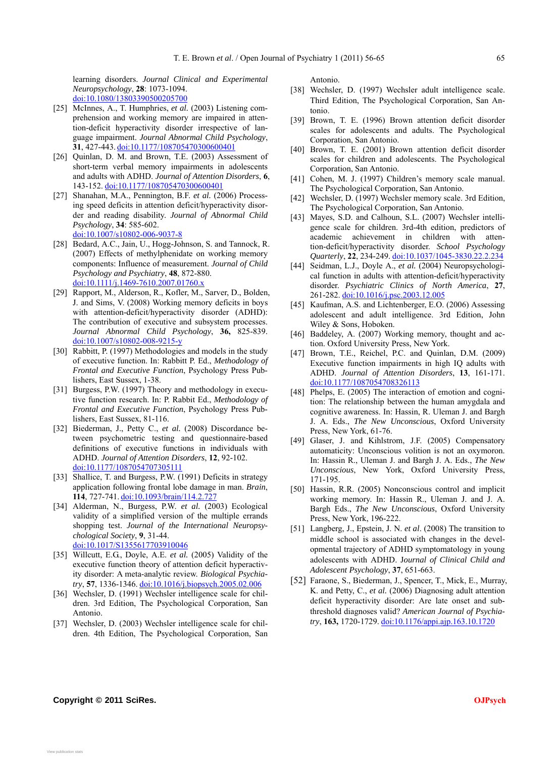learning disorders. *Journal Clinical and Experimental Neuropsychology*, **28**: 1073-1094. doi:10.1080/13803390500205700

[25] McInnes, A., T. Humphries, *et al.* (2003) Listening comprehension and working memory are impaired in attention-deficit hyperactivity disorder irrespective of language impairment. *Journal Abnormal Child Psychology*, **31**, 427-443. doi:10.1177/108705470300600401

[26] Quinlan, D. M. and Brown, T.E. (2003) Assessment of short-term verbal memory impairments in adolescents and adults with ADHD. *Journal of Attention Disorders*, **6**, 143-152. doi:10.1177/108705470300600401

[27] Shanahan, M.A., Pennington, B.F. *et al.* (2006) Processing speed deficits in attention deficit/hyperactivity disorder and reading disability. *Journal of Abnormal Child Psychology*, **34**: 585-602. doi:10.1007/s10802-006-9037-8

[28] Bedard, A.C., Jain, U., Hogg-Johnson, S. and Tannock, R. (2007) Effects of methylphenidate on working memory components: Influence of measurement. *Journal of Child Psychology and Psychiatry*, **48**, 872-880. doi:10.1111/j.1469-7610.2007.01760.x

[29] Rapport, M., Alderson, R., Kofler, M., Sarver, D., Bolden, J. and Sims, V. (2008) Working memory deficits in boys with attention-deficit/hyperactivity disorder (ADHD): The contribution of executive and subsystem processes. *Journal Abnormal Child Psychology*, **36,** 825-839. doi:10.1007/s10802-008-9215-y

[30] Rabbitt, P. (1997) Methodologies and models in the study of executive function. In: Rabbitt P. Ed., *Methodology of Frontal and Executive Function*, Psychology Press Publishers, East Sussex, 1-38.

[31] Burgess, P.W. (1997) Theory and methodology in executive function research. In: P. Rabbit Ed., *Methodology of Frontal and Executive Function*, Psychology Press Publishers, East Sussex, 81-116.

[32] Biederman, J., Petty C., *et al.* (2008) Discordance between psychometric testing and questionnaire-based definitions of executive functions in individuals with ADHD. *Journal of Attention Disorders*, **12**, 92-102. doi:10.1177/1087054707305111

[33] Shallice, T. and Burgess, P.W. (1991) Deficits in strategy application following frontal lobe damage in man. *Brain*, **114**, 727-741. doi:10.1093/brain/114.2.727

[34] Alderman, N., Burgess, P.W. *et al.* (2003) Ecological validity of a simplified version of the multiple errands shopping test. *Journal of the International Neuropsychological Society*, **9**, 31-44. doi:10.1017/S1355617703910046

[35] Willcutt, E.G., Doyle, A.E. *et al.* (2005) Validity of the executive function theory of attention deficit hyperactivity disorder: A meta-analytic review. *Biological Psychiatry*, **57**, 1336-1346. doi:10.1016/j.biopsych.2005.02.006

[36] Wechsler, D. (1991) Wechsler intelligence scale for children. 3rd Edition, The Psychological Corporation, San Antonio.

[37] Wechsler, D. (2003) Wechsler intelligence scale for children. 4th Edition, The Psychological Corporation, San Antonio.

[38] Wechsler, D. (1997) Wechsler adult intelligence scale. Third Edition, The Psychological Corporation, San Antonio.

[39] Brown, T. E. (1996) Brown attention deficit disorder scales for adolescents and adults. The Psychological Corporation, San Antonio.

[40] Brown, T. E. (2001) Brown attention deficit disorder scales for children and adolescents. The Psychological Corporation, San Antonio.

[41] Cohen, M. J. (1997) Children's memory scale manual. The Psychological Corporation, San Antonio.

[42] Wechsler, D. (1997) Wechsler memory scale. 3rd Edition, The Psychological Corporation, San Antonio.

[43] Mayes, S.D. and Calhoun, S.L. (2007) Wechsler intelligence scale for children. 3rd-4th edition, predictors of academic achievement in children with attention-deficit/hyperactivity disorder. *School Psychology Quarterly*, **22**, 234-249. doi:10.1037/1045-3830.22.2.234

[44] Seidman, L.J., Doyle A., *et al.* (2004) Neuropsychological function in adults with attention-deficit/hyperactivity disorder. *Psychiatric Clinics of North America*, **27**, 261-282. doi:10.1016/j.psc.2003.12.005

[45] Kaufman, A.S. and Lichtenberger, E.O. (2006) Assessing adolescent and adult intelligence. 3rd Edition, John Wiley & Sons, Hoboken.

[46] Baddeley, A. (2007) Working memory, thought and action. Oxford University Press, New York.

[47] Brown, T.E., Reichel, P.C. and Quinlan, D.M. (2009) Executive function impairments in high IQ adults with ADHD. *Journal of Attention Disorders*, **13**, 161-171. doi:10.1177/1087054708326113

[48] Phelps, E. (2005) The interaction of emotion and cognition: The relationship between the human amygdala and cognitive awareness. In: Hassin, R. Uleman J. and Bargh J. A. Eds., *The New Unconscious*, Oxford University Press, New York, 61-76.

[49] Glaser, J. and Kihlstrom, J.F. (2005) Compensatory automaticity: Unconscious volition is not an oxymoron. In: Hassin R., Uleman J. and Bargh J. A. Eds., *The New Unconscious*, New York, Oxford University Press, 171-195.

[50] Hassin, R.R. (2005) Nonconscious control and implicit working memory. In: Hassin R., Uleman J. and J. A. Bargh Eds., *The New Unconscious*, Oxford University Press, New York, 196-222.

[51] Langberg, J., Epstein, J. N. *et al*. (2008) The transition to middle school is associated with changes in the developmental trajectory of ADHD symptomatology in young adolescents with ADHD. J*ournal of Clinical Child and Adolescent Psychology*, **37**, 651-663.

[52] Faraone, S., Biederman, J., Spencer, T., Mick, E., Murray, K. and Petty, C., *et al.* (2006) Diagnosing adult attention deficit hyperactivity disorder: Are late onset and subthreshold diagnoses valid? *American Journal of Psychiatry*, **163,** 1720-1729. doi:10.1176/appi.ajp.163.10.1720